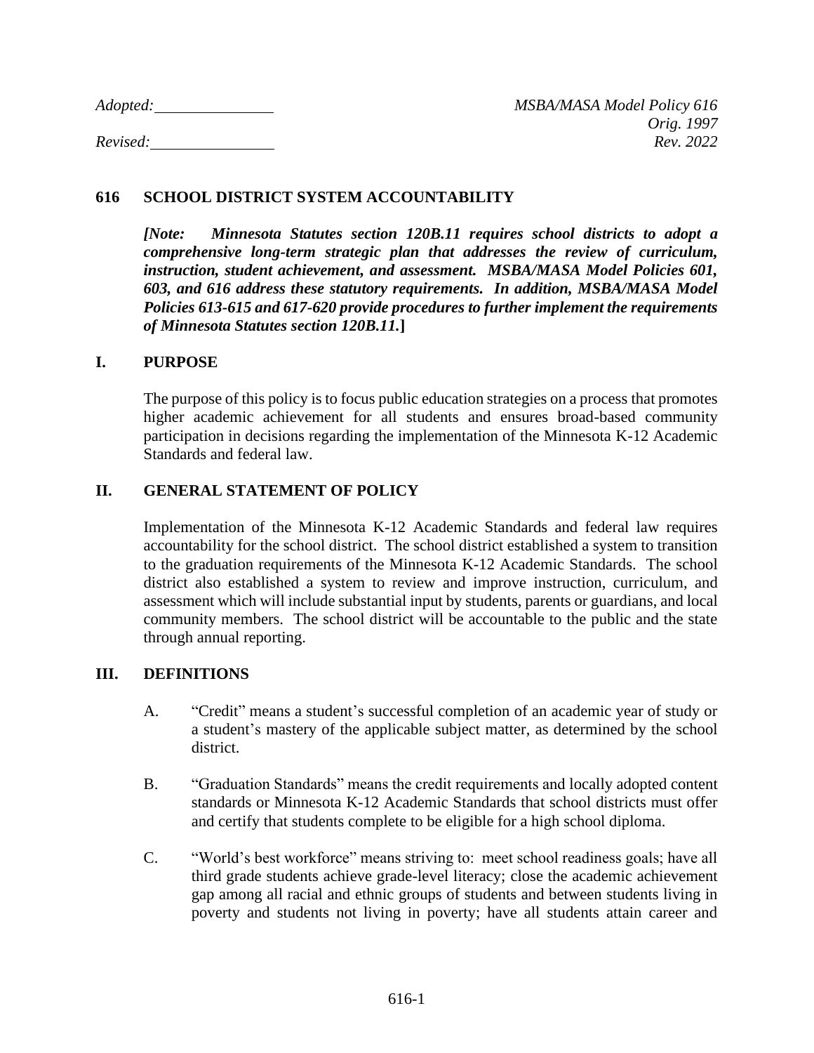*Adopted:* ______________ *MSBA/MASA Model Policy 616*
*Orig. 1997*
*Revised:* ______________ *Rev. 2022*

# 616 SCHOOL DISTRICT SYSTEM ACCOUNTABILITY

***[Note: Minnesota Statutes section 120B.11 requires school districts to adopt a comprehensive long-term strategic plan that addresses the review of curriculum, instruction, student achievement, and assessment. MSBA/MASA Model Policies 601, 603, and 616 address these statutory requirements. In addition, MSBA/MASA Model Policies 613-615 and 617-620 provide procedures to further implement the requirements of Minnesota Statutes section 120B.11.]***

## I. PURPOSE

The purpose of this policy is to focus public education strategies on a process that promotes higher academic achievement for all students and ensures broad-based community participation in decisions regarding the implementation of the Minnesota K-12 Academic Standards and federal law.

## II. GENERAL STATEMENT OF POLICY

Implementation of the Minnesota K-12 Academic Standards and federal law requires accountability for the school district. The school district established a system to transition to the graduation requirements of the Minnesota K-12 Academic Standards. The school district also established a system to review and improve instruction, curriculum, and assessment which will include substantial input by students, parents or guardians, and local community members. The school district will be accountable to the public and the state through annual reporting.

## III. DEFINITIONS

A. "Credit" means a student's successful completion of an academic year of study or a student's mastery of the applicable subject matter, as determined by the school district.

B. "Graduation Standards" means the credit requirements and locally adopted content standards or Minnesota K-12 Academic Standards that school districts must offer and certify that students complete to be eligible for a high school diploma.

C. "World's best workforce" means striving to: meet school readiness goals; have all third grade students achieve grade-level literacy; close the academic achievement gap among all racial and ethnic groups of students and between students living in poverty and students not living in poverty; have all students attain career and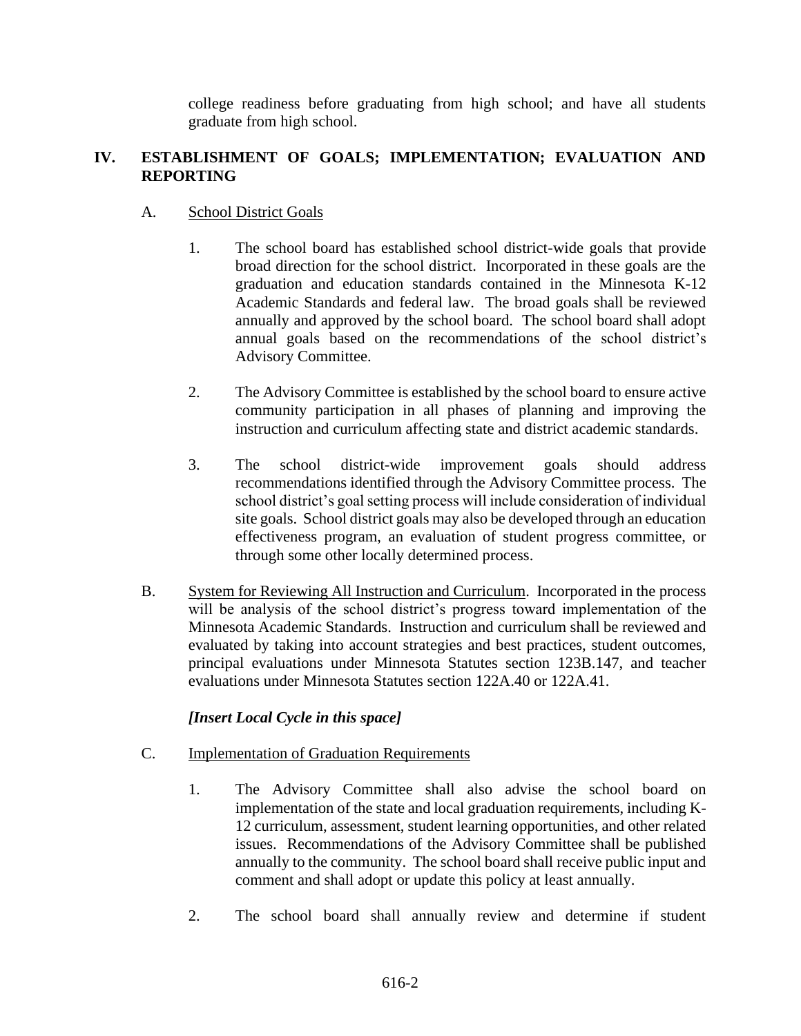college readiness before graduating from high school; and have all students graduate from high school.

## IV. ESTABLISHMENT OF GOALS; IMPLEMENTATION; EVALUATION AND REPORTING

### A. School District Goals

1. The school board has established school district-wide goals that provide broad direction for the school district. Incorporated in these goals are the graduation and education standards contained in the Minnesota K-12 Academic Standards and federal law. The broad goals shall be reviewed annually and approved by the school board. The school board shall adopt annual goals based on the recommendations of the school district's Advisory Committee.

2. The Advisory Committee is established by the school board to ensure active community participation in all phases of planning and improving the instruction and curriculum affecting state and district academic standards.

3. The school district-wide improvement goals should address recommendations identified through the Advisory Committee process. The school district's goal setting process will include consideration of individual site goals. School district goals may also be developed through an education effectiveness program, an evaluation of student progress committee, or through some other locally determined process.

### B. System for Reviewing All Instruction and Curriculum

Incorporated in the process will be analysis of the school district's progress toward implementation of the Minnesota Academic Standards. Instruction and curriculum shall be reviewed and evaluated by taking into account strategies and best practices, student outcomes, principal evaluations under Minnesota Statutes section 123B.147, and teacher evaluations under Minnesota Statutes section 122A.40 or 122A.41.

***[Insert Local Cycle in this space]***

### C. Implementation of Graduation Requirements

1. The Advisory Committee shall also advise the school board on implementation of the state and local graduation requirements, including K-12 curriculum, assessment, student learning opportunities, and other related issues. Recommendations of the Advisory Committee shall be published annually to the community. The school board shall receive public input and comment and shall adopt or update this policy at least annually.

2. The school board shall annually review and determine if student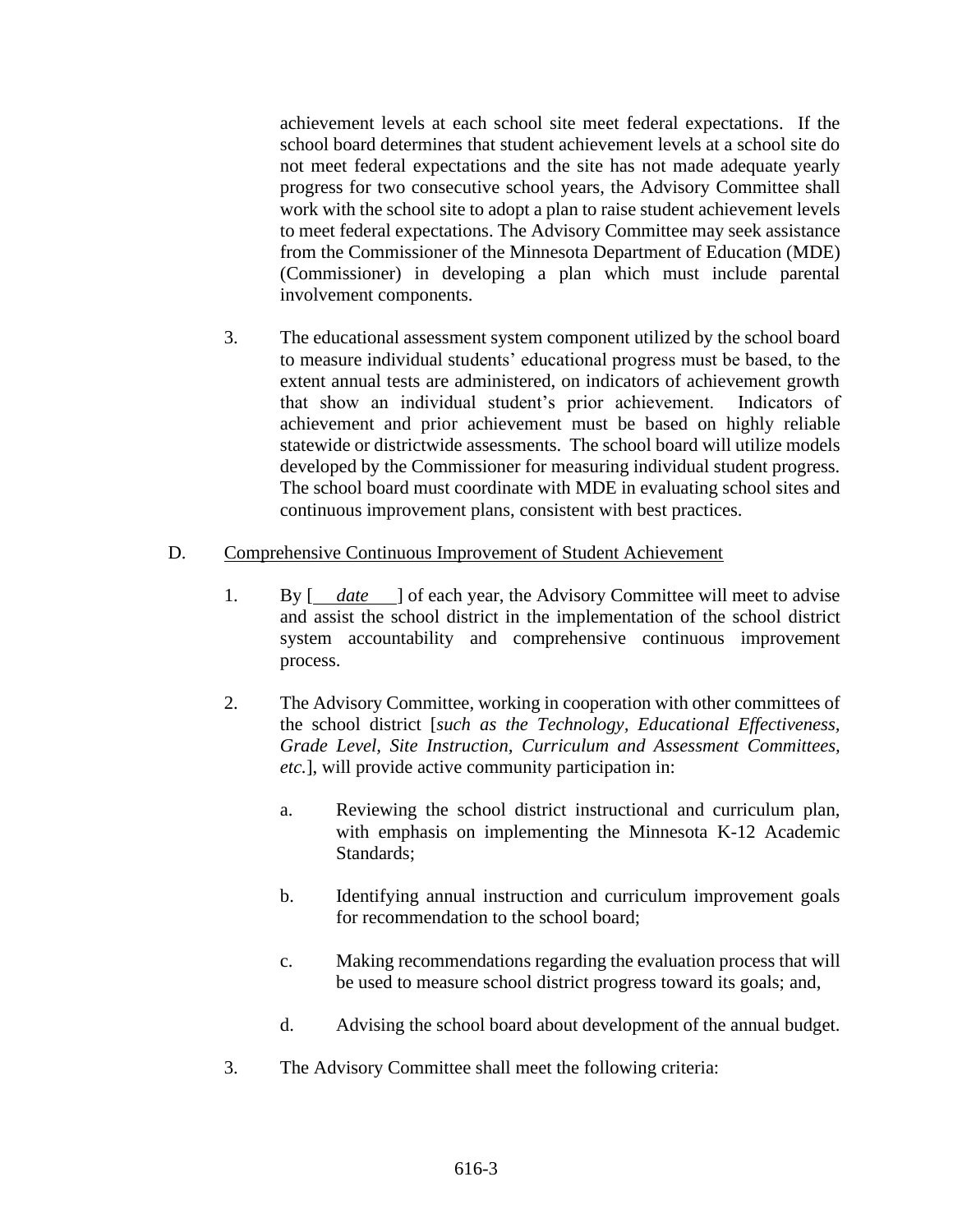achievement levels at each school site meet federal expectations. If the school board determines that student achievement levels at a school site do not meet federal expectations and the site has not made adequate yearly progress for two consecutive school years, the Advisory Committee shall work with the school site to adopt a plan to raise student achievement levels to meet federal expectations. The Advisory Committee may seek assistance from the Commissioner of the Minnesota Department of Education (MDE) (Commissioner) in developing a plan which must include parental involvement components.

3. The educational assessment system component utilized by the school board to measure individual students' educational progress must be based, to the extent annual tests are administered, on indicators of achievement growth that show an individual student's prior achievement. Indicators of achievement and prior achievement must be based on highly reliable statewide or districtwide assessments. The school board will utilize models developed by the Commissioner for measuring individual student progress. The school board must coordinate with MDE in evaluating school sites and continuous improvement plans, consistent with best practices.

D. Comprehensive Continuous Improvement of Student Achievement

1. By [ *date* ] of each year, the Advisory Committee will meet to advise and assist the school district in the implementation of the school district system accountability and comprehensive continuous improvement process.

2. The Advisory Committee, working in cooperation with other committees of the school district [*such as the Technology, Educational Effectiveness, Grade Level, Site Instruction, Curriculum and Assessment Committees, etc.*], will provide active community participation in:

   a. Reviewing the school district instructional and curriculum plan, with emphasis on implementing the Minnesota K-12 Academic Standards;

   b. Identifying annual instruction and curriculum improvement goals for recommendation to the school board;

   c. Making recommendations regarding the evaluation process that will be used to measure school district progress toward its goals; and,

   d. Advising the school board about development of the annual budget.

3. The Advisory Committee shall meet the following criteria: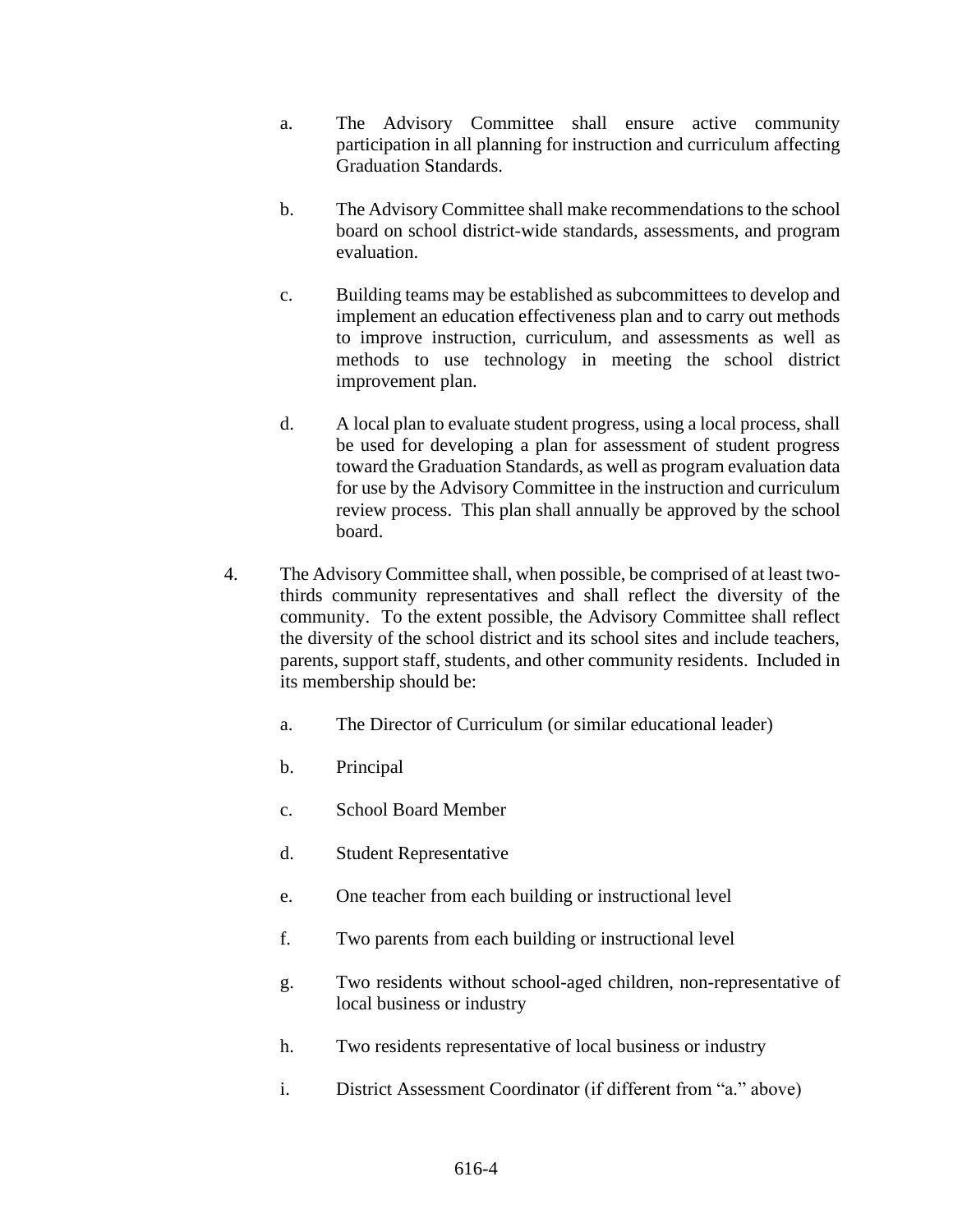a. The Advisory Committee shall ensure active community participation in all planning for instruction and curriculum affecting Graduation Standards.

b. The Advisory Committee shall make recommendations to the school board on school district-wide standards, assessments, and program evaluation.

c. Building teams may be established as subcommittees to develop and implement an education effectiveness plan and to carry out methods to improve instruction, curriculum, and assessments as well as methods to use technology in meeting the school district improvement plan.

d. A local plan to evaluate student progress, using a local process, shall be used for developing a plan for assessment of student progress toward the Graduation Standards, as well as program evaluation data for use by the Advisory Committee in the instruction and curriculum review process. This plan shall annually be approved by the school board.

4. The Advisory Committee shall, when possible, be comprised of at least two-thirds community representatives and shall reflect the diversity of the community. To the extent possible, the Advisory Committee shall reflect the diversity of the school district and its school sites and include teachers, parents, support staff, students, and other community residents. Included in its membership should be:

   a. The Director of Curriculum (or similar educational leader)

   b. Principal

   c. School Board Member

   d. Student Representative

   e. One teacher from each building or instructional level

   f. Two parents from each building or instructional level

   g. Two residents without school-aged children, non-representative of local business or industry

   h. Two residents representative of local business or industry

   i. District Assessment Coordinator (if different from "a." above)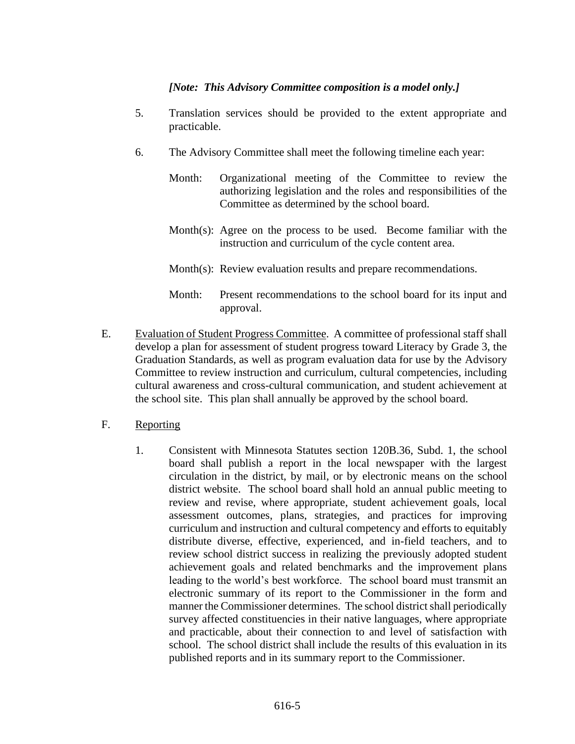*[Note: This Advisory Committee composition is a model only.]*

5. Translation services should be provided to the extent appropriate and practicable.

6. The Advisory Committee shall meet the following timeline each year:

   Month: Organizational meeting of the Committee to review the authorizing legislation and the roles and responsibilities of the Committee as determined by the school board.

   Month(s): Agree on the process to be used. Become familiar with the instruction and curriculum of the cycle content area.

   Month(s): Review evaluation results and prepare recommendations.

   Month: Present recommendations to the school board for its input and approval.

E. Evaluation of Student Progress Committee. A committee of professional staff shall develop a plan for assessment of student progress toward Literacy by Grade 3, the Graduation Standards, as well as program evaluation data for use by the Advisory Committee to review instruction and curriculum, cultural competencies, including cultural awareness and cross-cultural communication, and student achievement at the school site. This plan shall annually be approved by the school board.

F. Reporting

1. Consistent with Minnesota Statutes section 120B.36, Subd. 1, the school board shall publish a report in the local newspaper with the largest circulation in the district, by mail, or by electronic means on the school district website. The school board shall hold an annual public meeting to review and revise, where appropriate, student achievement goals, local assessment outcomes, plans, strategies, and practices for improving curriculum and instruction and cultural competency and efforts to equitably distribute diverse, effective, experienced, and in-field teachers, and to review school district success in realizing the previously adopted student achievement goals and related benchmarks and the improvement plans leading to the world's best workforce. The school board must transmit an electronic summary of its report to the Commissioner in the form and manner the Commissioner determines. The school district shall periodically survey affected constituencies in their native languages, where appropriate and practicable, about their connection to and level of satisfaction with school. The school district shall include the results of this evaluation in its published reports and in its summary report to the Commissioner.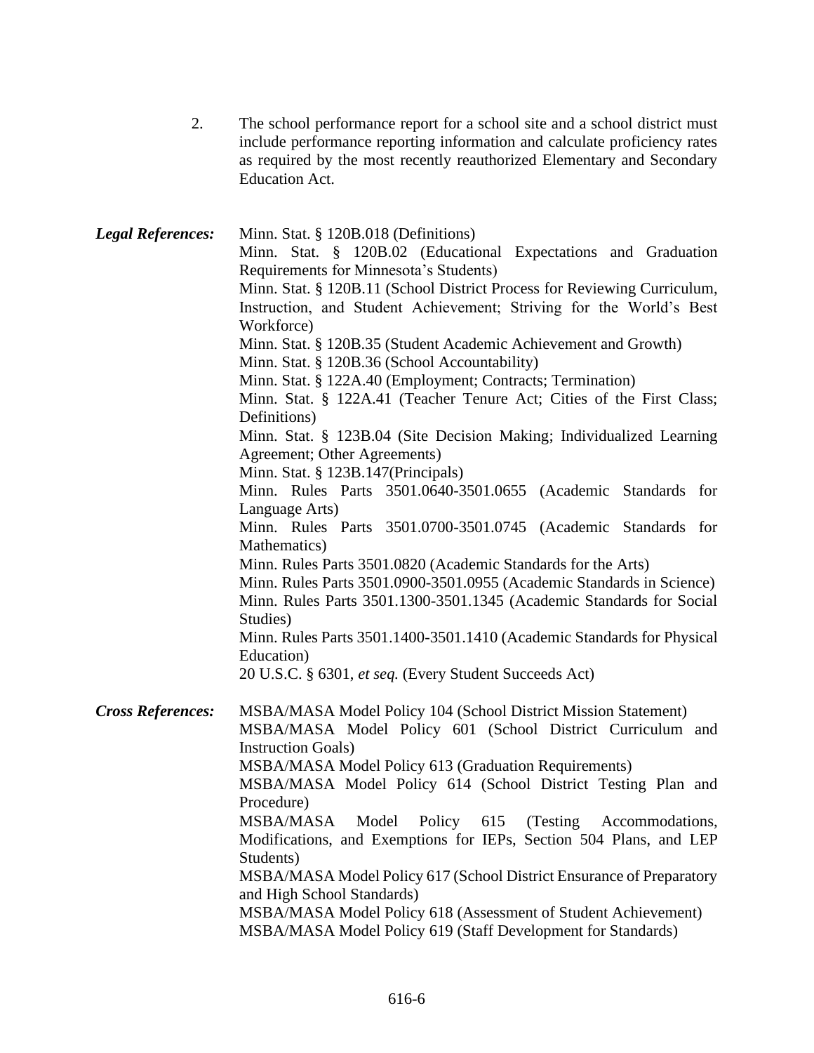2. The school performance report for a school site and a school district must include performance reporting information and calculate proficiency rates as required by the most recently reauthorized Elementary and Secondary Education Act.

***Legal References:***

Minn. Stat. § 120B.018 (Definitions)
Minn. Stat. § 120B.02 (Educational Expectations and Graduation Requirements for Minnesota's Students)
Minn. Stat. § 120B.11 (School District Process for Reviewing Curriculum, Instruction, and Student Achievement; Striving for the World's Best Workforce)
Minn. Stat. § 120B.35 (Student Academic Achievement and Growth)
Minn. Stat. § 120B.36 (School Accountability)
Minn. Stat. § 122A.40 (Employment; Contracts; Termination)
Minn. Stat. § 122A.41 (Teacher Tenure Act; Cities of the First Class; Definitions)
Minn. Stat. § 123B.04 (Site Decision Making; Individualized Learning Agreement; Other Agreements)
Minn. Stat. § 123B.147(Principals)
Minn. Rules Parts 3501.0640-3501.0655 (Academic Standards for Language Arts)
Minn. Rules Parts 3501.0700-3501.0745 (Academic Standards for Mathematics)
Minn. Rules Parts 3501.0820 (Academic Standards for the Arts)
Minn. Rules Parts 3501.0900-3501.0955 (Academic Standards in Science)
Minn. Rules Parts 3501.1300-3501.1345 (Academic Standards for Social Studies)
Minn. Rules Parts 3501.1400-3501.1410 (Academic Standards for Physical Education)
20 U.S.C. § 6301, *et seq.* (Every Student Succeeds Act)

***Cross References:***

MSBA/MASA Model Policy 104 (School District Mission Statement)
MSBA/MASA Model Policy 601 (School District Curriculum and Instruction Goals)
MSBA/MASA Model Policy 613 (Graduation Requirements)
MSBA/MASA Model Policy 614 (School District Testing Plan and Procedure)
MSBA/MASA Model Policy 615 (Testing Accommodations, Modifications, and Exemptions for IEPs, Section 504 Plans, and LEP Students)
MSBA/MASA Model Policy 617 (School District Ensurance of Preparatory and High School Standards)
MSBA/MASA Model Policy 618 (Assessment of Student Achievement)
MSBA/MASA Model Policy 619 (Staff Development for Standards)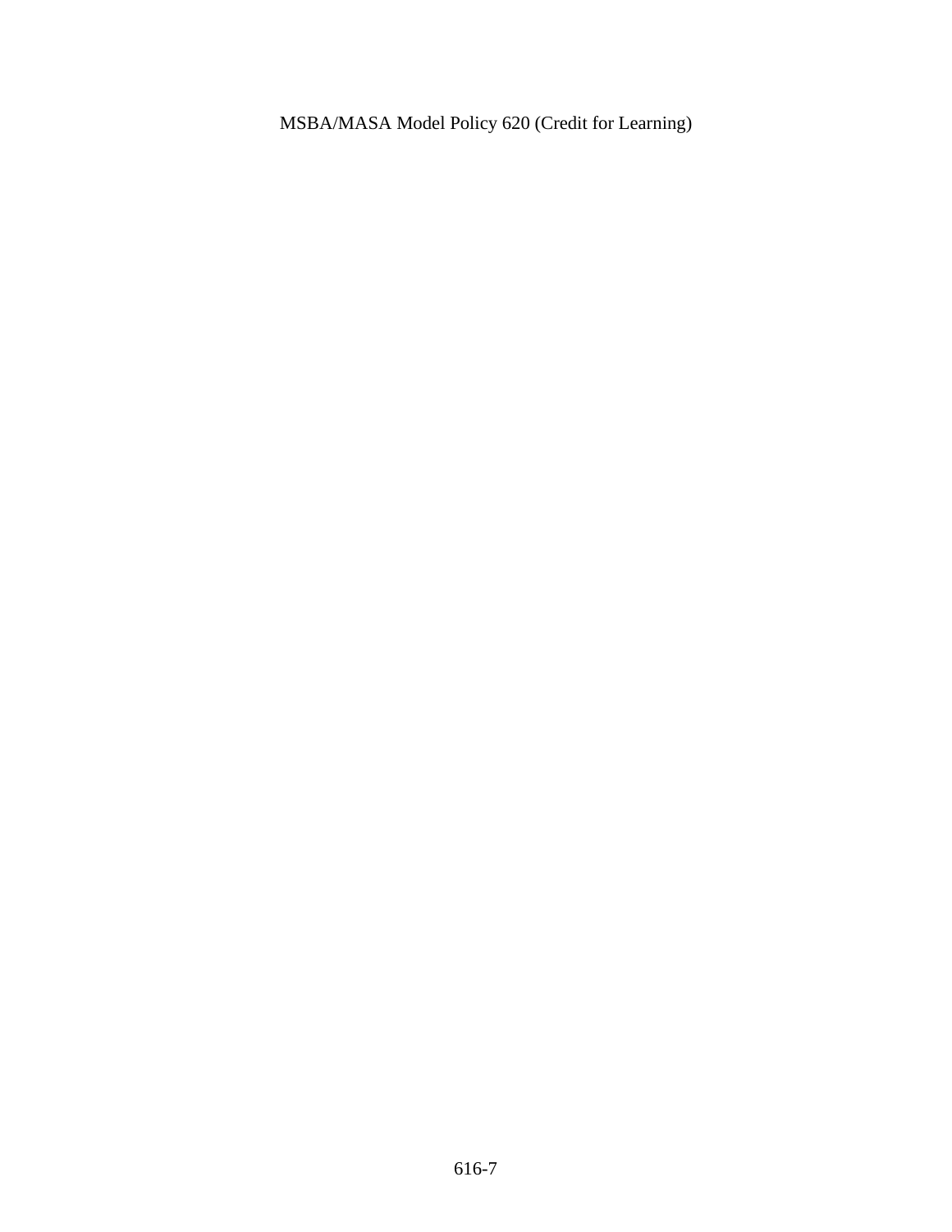MSBA/MASA Model Policy 620 (Credit for Learning)